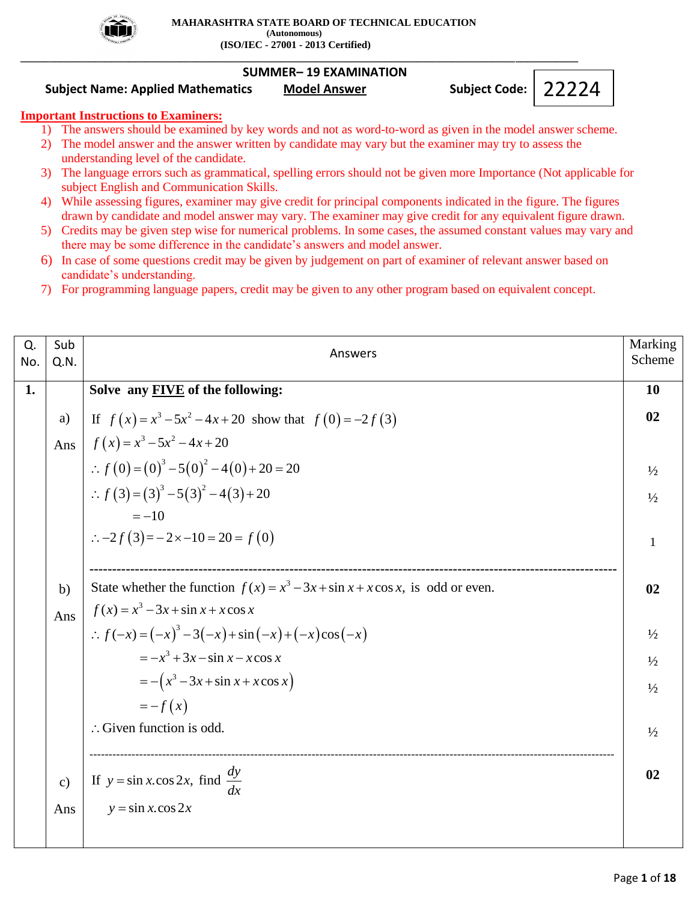**MAHARASHTRA STATE BOARD OF TECHNICAL EDUCATION**
**(Autonomous)**
**(ISO/IEC - 27001 - 2013 Certified)**

---

**SUMMER– 19 EXAMINATION**

**Subject Name: Applied Mathematics** **Model Answer** **Subject Code: 22224**

**Important Instructions to Examiners:**

1) The answers should be examined by key words and not as word-to-word as given in the model answer scheme.
2) The model answer and the answer written by candidate may vary but the examiner may try to assess the understanding level of the candidate.
3) The language errors such as grammatical, spelling errors should not be given more Importance (Not applicable for subject English and Communication Skills.
4) While assessing figures, examiner may give credit for principal components indicated in the figure. The figures drawn by candidate and model answer may vary. The examiner may give credit for any equivalent figure drawn.
5) Credits may be given step wise for numerical problems. In some cases, the assumed constant values may vary and there may be some difference in the candidate's answers and model answer.
6) In case of some questions credit may be given by judgement on part of examiner of relevant answer based on candidate's understanding.
7) For programming language papers, credit may be given to any other program based on equivalent concept.

| Q. No. | Sub Q.N. | Answers | Marking Scheme |
|---|---|---|---|
| **1.** | | **Solve any FIVE of the following:** | **10** |
| | a) | If $f(x)=x^3-5x^2-4x+20$ show that $f(0)=-2f(3)$ | **02** |
| | Ans | $f(x)=x^3-5x^2-4x+20$ | |
| | | $\therefore f(0)=(0)^3-5(0)^2-4(0)+20=20$ | ½ |
| | | $\therefore f(3)=(3)^3-5(3)^2-4(3)+20$ | ½ |
| | | $=-10$ | |
| | | $\therefore -2f(3)=-2\times -10=20=f(0)$ | 1 |
| | b) | State whether the function $f(x)=x^3-3x+\sin x+x\cos x$, is odd or even. | **02** |
| | Ans | $f(x)=x^3-3x+\sin x+x\cos x$ | |
| | | $\therefore f(-x)=(-x)^3-3(-x)+\sin(-x)+(-x)\cos(-x)$ | ½ |
| | | $=-x^3+3x-\sin x-x\cos x$ | ½ |
| | | $=-(x^3-3x+\sin x+x\cos x)$ | ½ |
| | | $=-f(x)$ | |
| | | $\therefore$ Given function is odd. | ½ |
| | c) | If $y=\sin x.\cos 2x$, find $\dfrac{dy}{dx}$ | **02** |
| | Ans | $y=\sin x.\cos 2x$ | |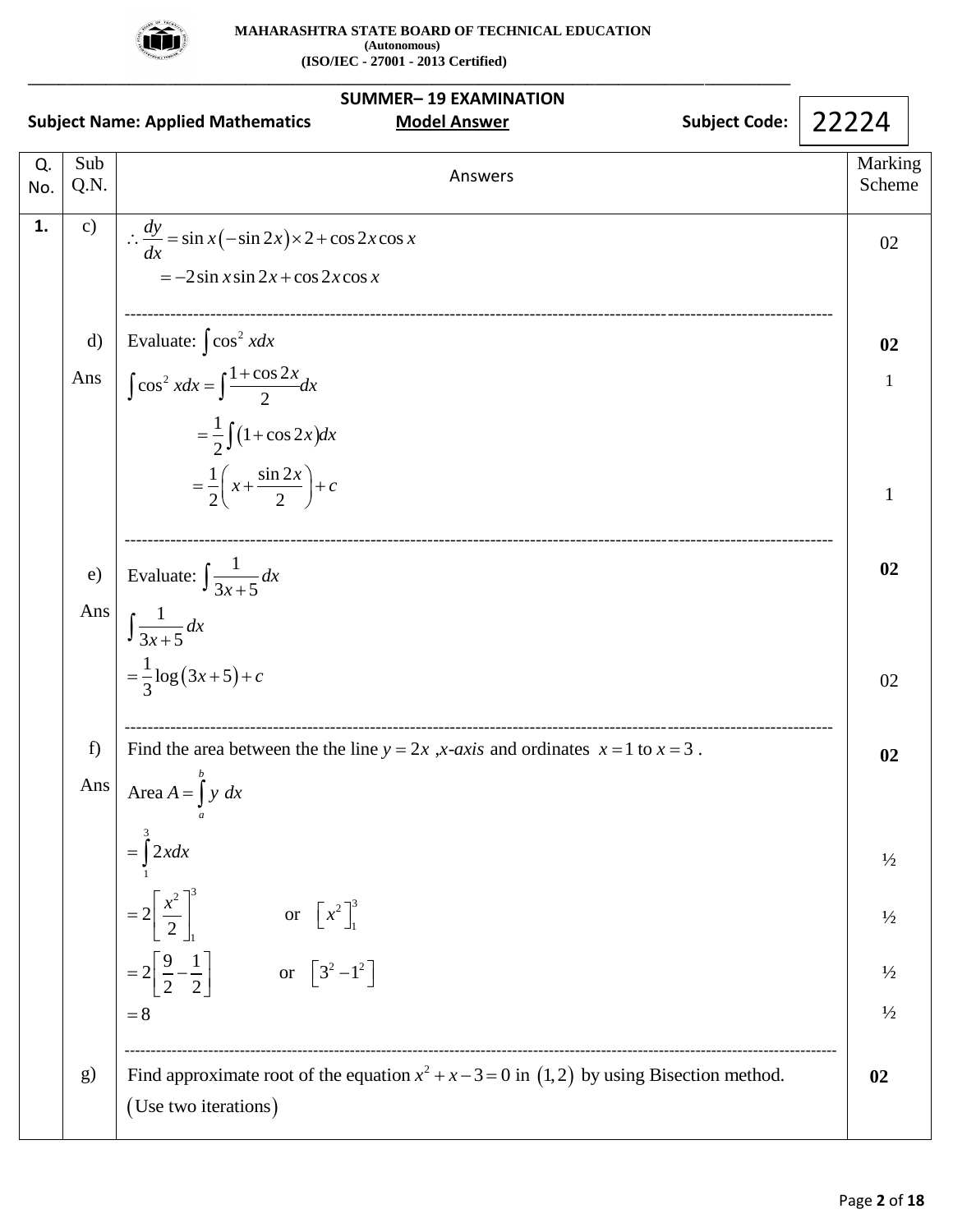**MAHARASHTRA STATE BOARD OF TECHNICAL EDUCATION**
**(Autonomous)**
**(ISO/IEC - 27001 - 2013 Certified)**

**SUMMER– 19 EXAMINATION**

**Subject Name: Applied Mathematics** **Model Answer** **Subject Code: 22224**

| Q. No. | Sub Q.N. | Answers | Marking Scheme |
|---|---|---|---|
| **1.** | c) | $\therefore \dfrac{dy}{dx} = \sin x\left(-\sin 2x\right)\times 2 + \cos 2x \cos x$ <br> $= -2\sin x \sin 2x + \cos 2x \cos x$ | 02 |
| | d) | Evaluate: $\int \cos^2 x dx$ | **02** |
| | Ans | $\int \cos^2 x dx = \int \dfrac{1+\cos 2x}{2} dx$ | 1 |
| | | $= \dfrac{1}{2}\int \left(1+\cos 2x\right)dx$ | |
| | | $= \dfrac{1}{2}\left(x + \dfrac{\sin 2x}{2}\right) + c$ | 1 |
| | e) | Evaluate: $\int \dfrac{1}{3x+5} dx$ | **02** |
| | Ans | $\int \dfrac{1}{3x+5} dx$ | |
| | | $= \dfrac{1}{3}\log\left(3x+5\right) + c$ | 02 |
| | f) | Find the area between the the line $y = 2x$ ,*x-axis* and ordinates $x = 1$ to $x = 3$ . | **02** |
| | Ans | Area $A = \int_a^b y \, dx$ | |
| | | $= \int_1^3 2x dx$ | ½ |
| | | $= 2\left[\dfrac{x^2}{2}\right]_1^3$ or $\left[x^2\right]_1^3$ | ½ |
| | | $= 2\left[\dfrac{9}{2} - \dfrac{1}{2}\right]$ or $\left[3^2 - 1^2\right]$ | ½ |
| | | $= 8$ | ½ |
| | g) | Find approximate root of the equation $x^2 + x - 3 = 0$ in $\left(1,2\right)$ by using Bisection method. $\left(\text{Use two iterations}\right)$ | **02** |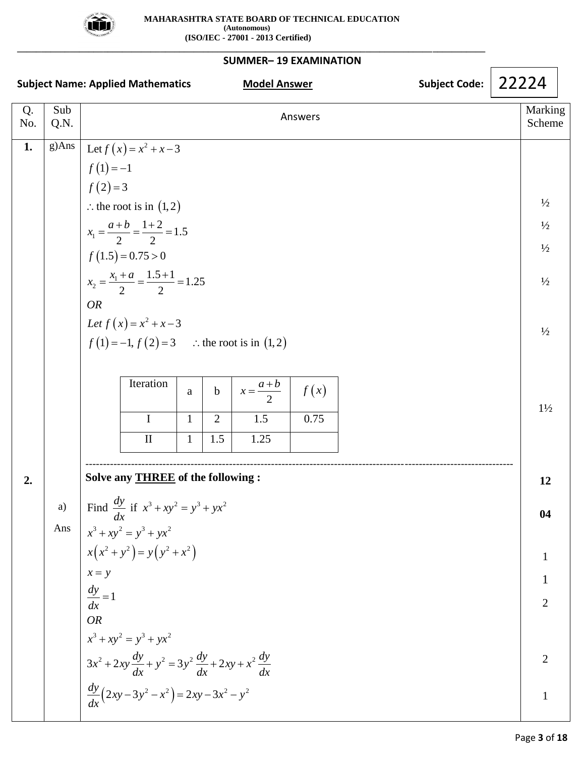| Q. No. | Sub Q.N. | Answers | Marking Scheme |
|---|---|---|---|
| 1. | g)Ans | Let $f(x) = x^2 + x - 3$ | |
| | | $f(1) = -1$ | |
| | | $f(2) = 3$ | |
| | | $\therefore$ the root is in $(1, 2)$ | ½ |
| | | $x_1 = \frac{a+b}{2} = \frac{1+2}{2} = 1.5$ | ½ |
| | | $f(1.5) = 0.75 > 0$ | ½ |
| | | $x_2 = \frac{x_1 + a}{2} = \frac{1.5+1}{2} = 1.25$ | ½ |
| | | *OR* | |
| | | *Let* $f(x) = x^2 + x - 3$ | |
| | | $f(1) = -1,\ f(2) = 3 \quad \therefore$ the root is in $(1, 2)$ | ½ |
| | | (see table below) | 1½ |
| 2. | | **Solve any THREE of the following :** | **12** |
| | a) | Find $\frac{dy}{dx}$ if $x^3 + xy^2 = y^3 + yx^2$ | **04** |
| | Ans | $x^3 + xy^2 = y^3 + yx^2$ | |
| | | $x(x^2 + y^2) = y(y^2 + x^2)$ | 1 |
| | | $x = y$ | 1 |
| | | $\frac{dy}{dx} = 1$ | 2 |
| | | *OR* | |
| | | $x^3 + xy^2 = y^3 + yx^2$ | |
| | | $3x^2 + 2xy\frac{dy}{dx} + y^2 = 3y^2\frac{dy}{dx} + 2xy + x^2\frac{dy}{dx}$ | 2 |
| | | $\frac{dy}{dx}(2xy - 3y^2 - x^2) = 2xy - 3x^2 - y^2$ | 1 |

| Iteration | a | b | $x = \frac{a+b}{2}$ | $f(x)$ |
|---|---|---|---|---|
| I | 1 | 2 | 1.5 | 0.75 |
| II | 1 | 1.5 | 1.25 | |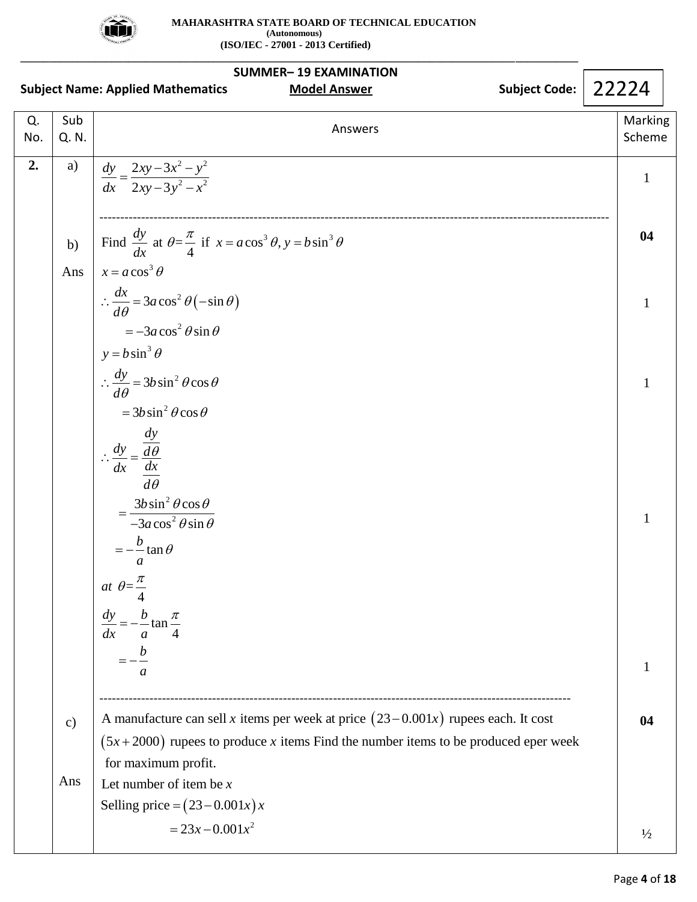**MAHARASHTRA STATE BOARD OF TECHNICAL EDUCATION**
**(Autonomous)**
**(ISO/IEC - 27001 - 2013 Certified)**

**SUMMER– 19 EXAMINATION**

**Subject Name: Applied Mathematics** **Model Answer** **Subject Code: 22224**

| Q. No. | Sub Q. N. | Answers | Marking Scheme |
|---|---|---|---|
| **2.** | a) | $\frac{dy}{dx}=\frac{2xy-3x^2-y^2}{2xy-3y^2-x^2}$ | 1 |
| | b) | Find $\frac{dy}{dx}$ at $\theta=\frac{\pi}{4}$ if $x=a\cos^3\theta, y=b\sin^3\theta$ | **04** |
| | Ans | $x=a\cos^3\theta$ | |
| | | $\therefore \frac{dx}{d\theta}=3a\cos^2\theta\left(-\sin\theta\right)$ | 1 |
| | | $=-3a\cos^2\theta\sin\theta$ | |
| | | $y=b\sin^3\theta$ | |
| | | $\therefore \frac{dy}{d\theta}=3b\sin^2\theta\cos\theta$ | 1 |
| | | $=3b\sin^2\theta\cos\theta$ | |
| | | $\therefore \frac{dy}{dx}=\frac{\frac{dy}{d\theta}}{\frac{dx}{d\theta}}$ | |
| | | $=\frac{3b\sin^2\theta\cos\theta}{-3a\cos^2\theta\sin\theta}$ | 1 |
| | | $=-\frac{b}{a}\tan\theta$ | |
| | | at $\theta=\frac{\pi}{4}$ | |
| | | $\frac{dy}{dx}=-\frac{b}{a}\tan\frac{\pi}{4}$ | |
| | | $=-\frac{b}{a}$ | 1 |
| | c) | A manufacture can sell $x$ items per week at price $\left(23-0.001x\right)$ rupees each. It cost $\left(5x+2000\right)$ rupees to produce $x$ items Find the number items to be produced eper week for maximum profit. | **04** |
| | Ans | Let number of item be $x$ | |
| | | Selling price $=\left(23-0.001x\right)x$ | |
| | | $=23x-0.001x^2$ | ½ |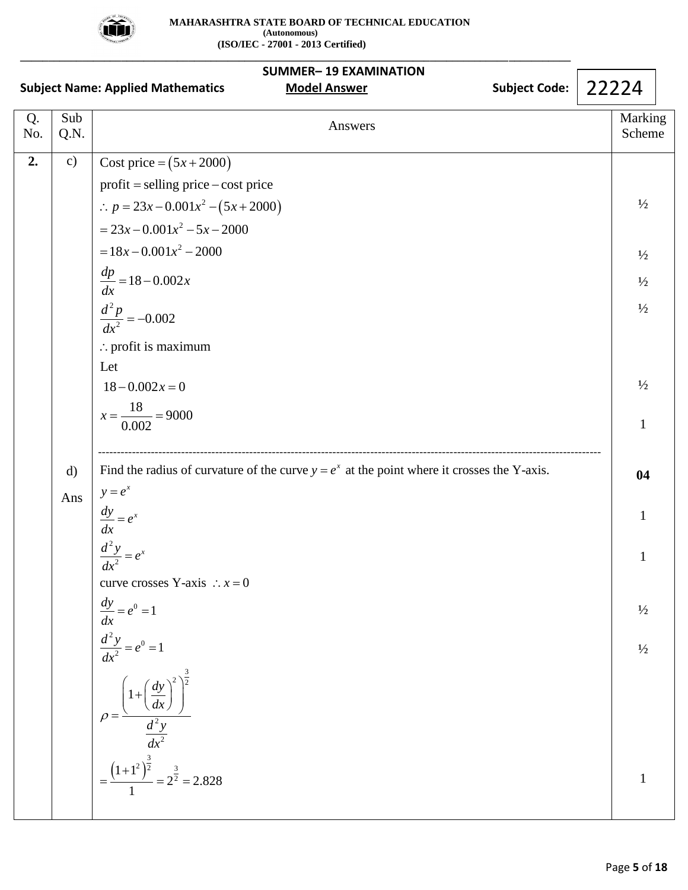**MAHARASHTRA STATE BOARD OF TECHNICAL EDUCATION**
**(Autonomous)**
**(ISO/IEC - 27001 - 2013 Certified)**

**SUMMER– 19 EXAMINATION**

**Subject Name: Applied Mathematics** **Model Answer** **Subject Code: 22224**

| Q. No. | Sub Q.N. | Answers | Marking Scheme |
|---|---|---|---|
| **2.** | c) | Cost price $=\left(5x+2000\right)$ | |
| | | profit = selling price – cost price | |
| | | $\therefore\ p=23x-0.001x^2-\left(5x+2000\right)$ | ½ |
| | | $=23x-0.001x^2-5x-2000$ | |
| | | $=18x-0.001x^2-2000$ | ½ |
| | | $\dfrac{dp}{dx}=18-0.002x$ | ½ |
| | | $\dfrac{d^2p}{dx^2}=-0.002$ | ½ |
| | | $\therefore$ profit is maximum | |
| | | Let | |
| | | $18-0.002x=0$ | ½ |
| | | $x=\dfrac{18}{0.002}=9000$ | 1 |
| | d) | Find the radius of curvature of the curve $y=e^x$ at the point where it crosses the Y-axis. | **04** |
| | Ans | $y=e^x$ | |
| | | $\dfrac{dy}{dx}=e^x$ | 1 |
| | | $\dfrac{d^2y}{dx^2}=e^x$ | 1 |
| | | curve crosses Y-axis $\therefore x=0$ | |
| | | $\dfrac{dy}{dx}=e^0=1$ | ½ |
| | | $\dfrac{d^2y}{dx^2}=e^0=1$ | ½ |
| | | $\rho=\dfrac{\left(1+\left(\dfrac{dy}{dx}\right)^2\right)^{\frac{3}{2}}}{\dfrac{d^2y}{dx^2}}$ | |
| | | $=\dfrac{\left(1+1^2\right)^{\frac{3}{2}}}{1}=2^{\frac{3}{2}}=2.828$ | 1 |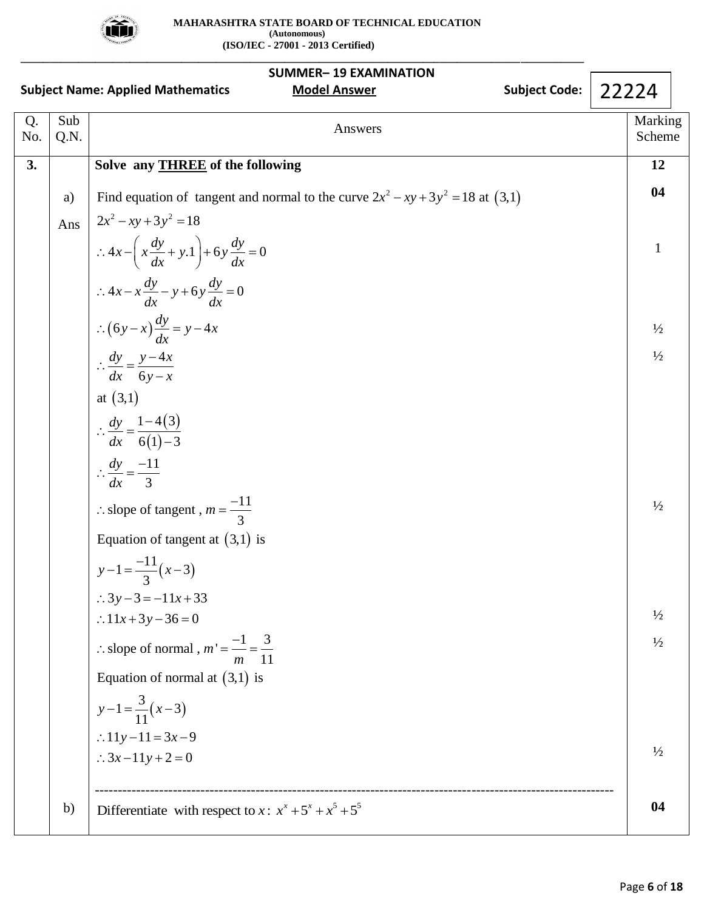**MAHARASHTRA STATE BOARD OF TECHNICAL EDUCATION**
**(Autonomous)**
**(ISO/IEC - 27001 - 2013 Certified)**

**SUMMER– 19 EXAMINATION**

**Subject Name: Applied Mathematics** **Model Answer** **Subject Code: 22224**

| Q. No. | Sub Q.N. | Answers | Marking Scheme |
|---|---|---|---|
| **3.** | | **Solve any THREE of the following** | **12** |
| | a) | Find equation of tangent and normal to the curve $2x^2 - xy + 3y^2 = 18$ at $(3,1)$ | **04** |
| | Ans | $2x^2 - xy + 3y^2 = 18$ | |
| | | $\therefore 4x - \left( x\frac{dy}{dx} + y.1 \right) + 6y\frac{dy}{dx} = 0$ | 1 |
| | | $\therefore 4x - x\frac{dy}{dx} - y + 6y\frac{dy}{dx} = 0$ | |
| | | $\therefore (6y - x)\frac{dy}{dx} = y - 4x$ | ½ |
| | | $\therefore \frac{dy}{dx} = \frac{y-4x}{6y-x}$ | ½ |
| | | at $(3,1)$ | |
| | | $\therefore \frac{dy}{dx} = \frac{1-4(3)}{6(1)-3}$ | |
| | | $\therefore \frac{dy}{dx} = \frac{-11}{3}$ | |
| | | $\therefore$ slope of tangent , $m = \frac{-11}{3}$ | ½ |
| | | Equation of tangent at $(3,1)$ is | |
| | | $y - 1 = \frac{-11}{3}(x-3)$ | |
| | | $\therefore 3y - 3 = -11x + 33$ | |
| | | $\therefore 11x + 3y - 36 = 0$ | ½ |
| | | $\therefore$ slope of normal , $m' = \frac{-1}{m} = \frac{3}{11}$ | ½ |
| | | Equation of normal at $(3,1)$ is | |
| | | $y - 1 = \frac{3}{11}(x-3)$ | |
| | | $\therefore 11y - 11 = 3x - 9$ | |
| | | $\therefore 3x - 11y + 2 = 0$ | ½ |
| | b) | Differentiate with respect to $x$ : $x^x + 5^x + x^5 + 5^5$ | **04** |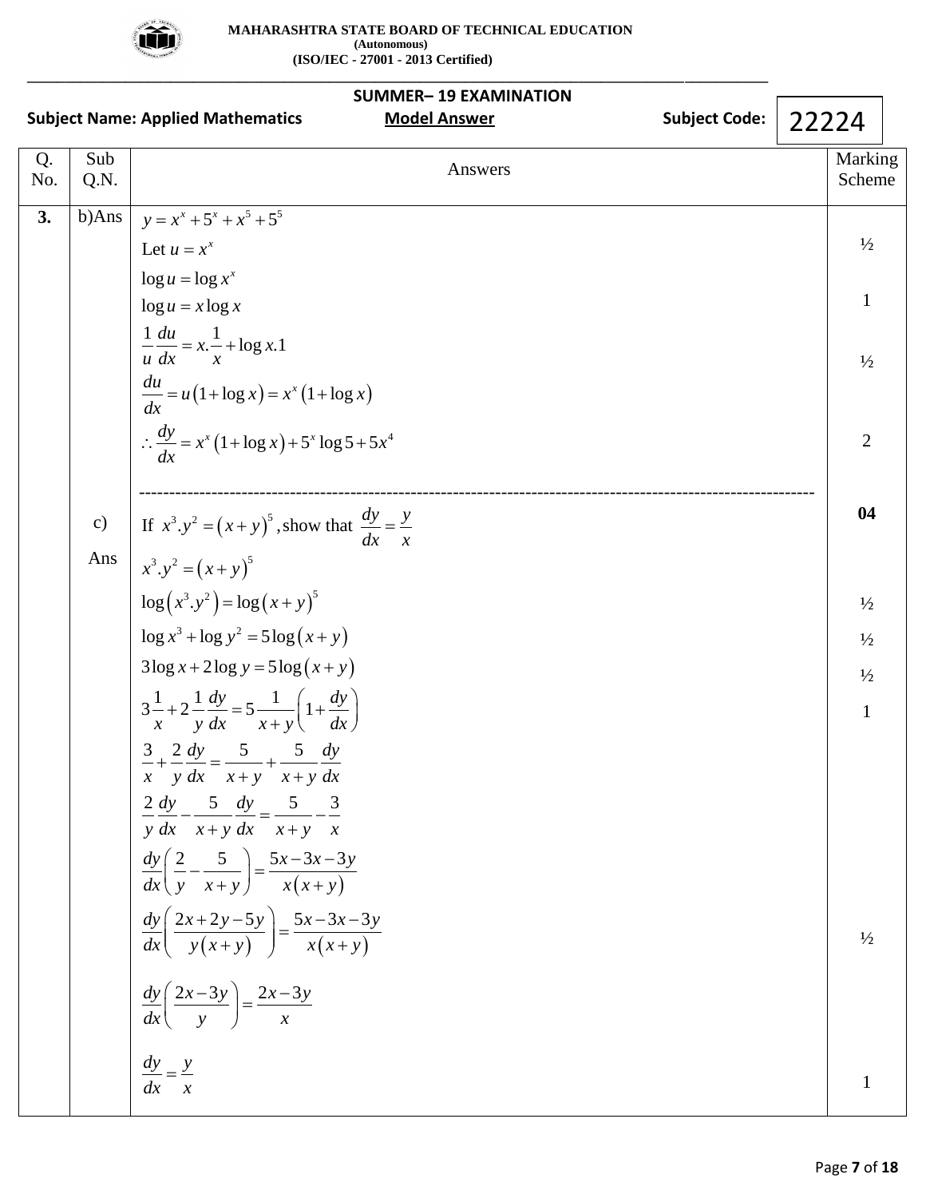**SUMMER– 19 EXAMINATION**

**Subject Name: Applied Mathematics** **Model Answer** **Subject Code: 22224**

| Q. No. | Sub Q.N. | Answers | Marking Scheme |
|---|---|---|---|
| **3.** | b)Ans | $y = x^x + 5^x + x^5 + 5^5$ | |
| | | Let $u = x^x$ | ½ |
| | | $\log u = \log x^x$ | |
| | | $\log u = x \log x$ | 1 |
| | | $\frac{1}{u}\frac{du}{dx} = x.\frac{1}{x} + \log x.1$ | ½ |
| | | $\frac{du}{dx} = u\left(1+\log x\right) = x^x\left(1+\log x\right)$ | |
| | | $\therefore \frac{dy}{dx} = x^x\left(1+\log x\right) + 5^x \log 5 + 5x^4$ | 2 |
| | | ------------------------------------------------------------------------------------------------ | **04** |
| | c) | If $x^3.y^2 = \left(x+y\right)^5$, show that $\frac{dy}{dx} = \frac{y}{x}$ | |
| | Ans | $x^3.y^2 = \left(x+y\right)^5$ | |
| | | $\log\left(x^3.y^2\right) = \log\left(x+y\right)^5$ | ½ |
| | | $\log x^3 + \log y^2 = 5\log\left(x+y\right)$ | ½ |
| | | $3\log x + 2\log y = 5\log\left(x+y\right)$ | ½ |
| | | $3\frac{1}{x} + 2\frac{1}{y}\frac{dy}{dx} = 5\frac{1}{x+y}\left(1+\frac{dy}{dx}\right)$ | 1 |
| | | $\frac{3}{x} + \frac{2}{y}\frac{dy}{dx} = \frac{5}{x+y} + \frac{5}{x+y}\frac{dy}{dx}$ | |
| | | $\frac{2}{y}\frac{dy}{dx} - \frac{5}{x+y}\frac{dy}{dx} = \frac{5}{x+y} - \frac{3}{x}$ | |
| | | $\frac{dy}{dx}\left(\frac{2}{y} - \frac{5}{x+y}\right) = \frac{5x-3x-3y}{x\left(x+y\right)}$ | |
| | | $\frac{dy}{dx}\left(\frac{2x+2y-5y}{y\left(x+y\right)}\right) = \frac{5x-3x-3y}{x\left(x+y\right)}$ | ½ |
| | | $\frac{dy}{dx}\left(\frac{2x-3y}{y}\right) = \frac{2x-3y}{x}$ | |
| | | $\frac{dy}{dx} = \frac{y}{x}$ | 1 |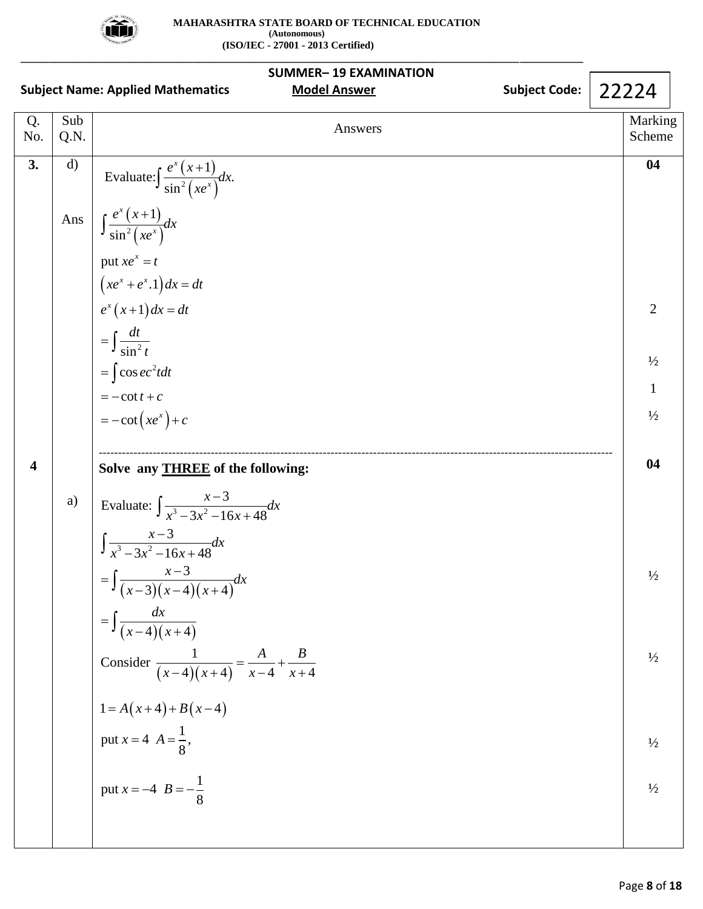| Q. No. | Sub Q.N. | Answers | Marking Scheme |
|---|---|---|---|
| 3. | d) | Evaluate: $\int \frac{e^x(x+1)}{\sin^2(xe^x)}dx.$ | 04 |
| | Ans | $\int \frac{e^x(x+1)}{\sin^2(xe^x)}dx$ | |
| | | put $xe^x = t$ | |
| | | $(xe^x + e^x.1)dx = dt$ | |
| | | $e^x(x+1)dx = dt$ | 2 |
| | | $= \int \frac{dt}{\sin^2 t}$ | ½ |
| | | $= \int \operatorname{cosec}^2 t\,dt$ | |
| | | $= -\cot t + c$ | 1 |
| | | $= -\cot(xe^x) + c$ | ½ |
| 4 | | **Solve any THREE of the following:** | 04 |
| | a) | Evaluate: $\int \frac{x-3}{x^3-3x^2-16x+48}dx$ | |
| | | $\int \frac{x-3}{x^3-3x^2-16x+48}dx$ | |
| | | $= \int \frac{x-3}{(x-3)(x-4)(x+4)}dx$ | ½ |
| | | $= \int \frac{dx}{(x-4)(x+4)}$ | |
| | | Consider $\frac{1}{(x-4)(x+4)} = \frac{A}{x-4} + \frac{B}{x+4}$ | ½ |
| | | $1 = A(x+4) + B(x-4)$ | |
| | | put $x = 4$ $A = \frac{1}{8}$, | ½ |
| | | put $x = -4$ $B = -\frac{1}{8}$ | ½ |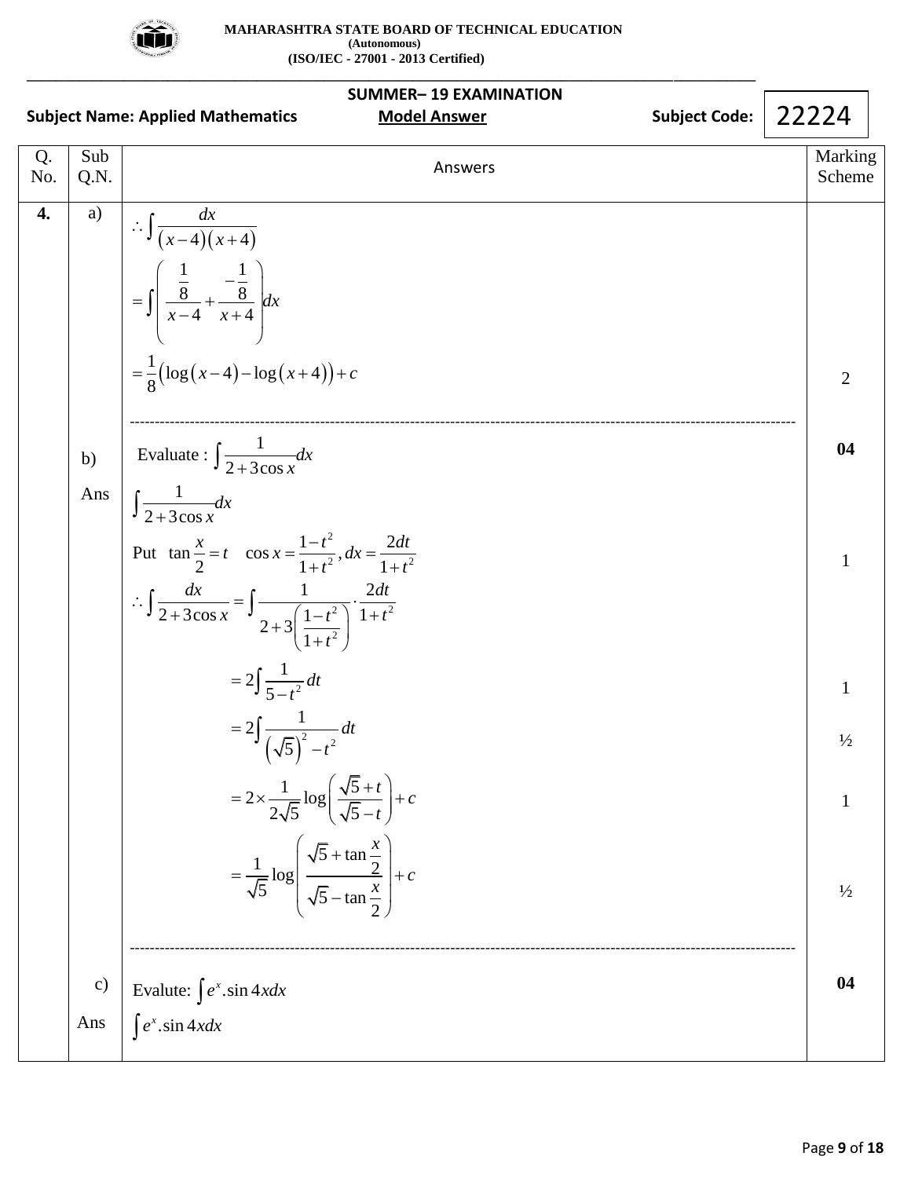**SUMMER– 19 EXAMINATION**

**Subject Name: Applied Mathematics** **Model Answer** **Subject Code: 22224**

| Q. No. | Sub Q.N. | Answers | Marking Scheme |
|---|---|---|---|
| **4.** | a) | $\therefore \int \frac{dx}{(x-4)(x+4)}$ <br> $= \int \left( \frac{\frac{1}{8}}{x-4} + \frac{-\frac{1}{8}}{x+4} \right) dx$ <br> $= \frac{1}{8}\left(\log(x-4) - \log(x+4)\right) + c$ | 2 |
| | b) | Evaluate : $\int \frac{1}{2+3\cos x} dx$ | **04** |
| | Ans | $\int \frac{1}{2+3\cos x} dx$ <br> Put $\tan\frac{x}{2} = t \quad \cos x = \frac{1-t^2}{1+t^2}, dx = \frac{2dt}{1+t^2}$ <br> $\therefore \int \frac{dx}{2+3\cos x} = \int \frac{1}{2+3\left(\frac{1-t^2}{1+t^2}\right)} \cdot \frac{2dt}{1+t^2}$ <br> $= 2\int \frac{1}{5-t^2} dt$ <br> $= 2\int \frac{1}{\left(\sqrt{5}\right)^2 - t^2} dt$ <br> $= 2 \times \frac{1}{2\sqrt{5}} \log\left(\frac{\sqrt{5}+t}{\sqrt{5}-t}\right) + c$ <br> $= \frac{1}{\sqrt{5}} \log\left(\frac{\sqrt{5}+\tan\frac{x}{2}}{\sqrt{5}-\tan\frac{x}{2}}\right) + c$ | 1 <br> 1 <br> ½ <br> 1 <br> ½ |
| | c) | Evalute: $\int e^x.\sin 4x dx$ | **04** |
| | Ans | $\int e^x.\sin 4x dx$ | |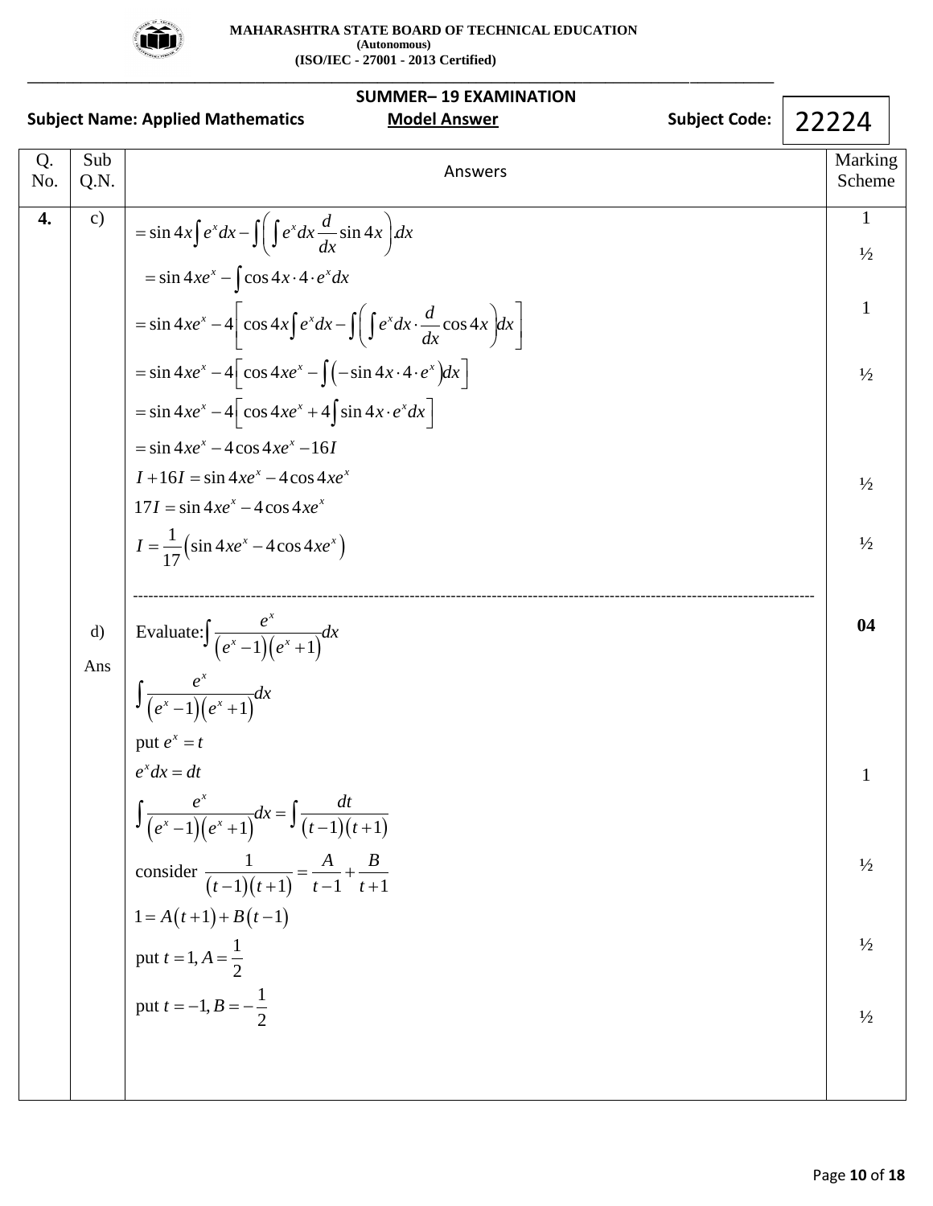| Q. No. | Sub Q.N. | Answers | Marking Scheme |
|---|---|---|---|
| **4.** | c) | $=\sin 4x\int e^x dx-\int\left(\int e^x dx\frac{d}{dx}\sin 4x\right).dx$ | 1 |
| | | $=\sin 4xe^x-\int\cos 4x\cdot 4\cdot e^x dx$ | ½ |
| | | $=\sin 4xe^x-4\left[\cos 4x\int e^x dx-\int\left(\int e^x dx\cdot\frac{d}{dx}\cos 4x\right)dx\right]$ | 1 |
| | | $=\sin 4xe^x-4\left[\cos 4xe^x-\int\left(-\sin 4x\cdot 4\cdot e^x\right)dx\right]$ | ½ |
| | | $=\sin 4xe^x-4\left[\cos 4xe^x+4\int\sin 4x\cdot e^x dx\right]$ | |
| | | $=\sin 4xe^x-4\cos 4xe^x-16I$ | |
| | | $I+16I=\sin 4xe^x-4\cos 4xe^x$ | ½ |
| | | $17I=\sin 4xe^x-4\cos 4xe^x$ | |
| | | $I=\frac{1}{17}\left(\sin 4xe^x-4\cos 4xe^x\right)$ | ½ |
| | d) | Evaluate: $\int\frac{e^x}{\left(e^x-1\right)\left(e^x+1\right)}dx$ | **04** |
| | Ans | $\int\frac{e^x}{\left(e^x-1\right)\left(e^x+1\right)}dx$ | |
| | | put $e^x=t$ | |
| | | $e^x dx=dt$ | 1 |
| | | $\int\frac{e^x}{\left(e^x-1\right)\left(e^x+1\right)}dx=\int\frac{dt}{(t-1)(t+1)}$ | |
| | | consider $\frac{1}{(t-1)(t+1)}=\frac{A}{t-1}+\frac{B}{t+1}$ | ½ |
| | | $1=A(t+1)+B(t-1)$ | |
| | | put $t=1, A=\frac{1}{2}$ | ½ |
| | | put $t=-1, B=-\frac{1}{2}$ | ½ |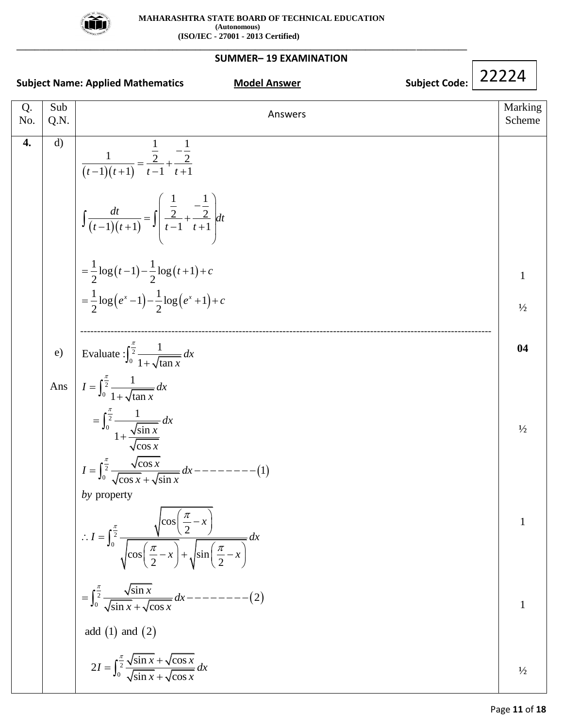**MAHARASHTRA STATE BOARD OF TECHNICAL EDUCATION**
**(Autonomous)**
**(ISO/IEC - 27001 - 2013 Certified)**

**SUMMER– 19 EXAMINATION**

**Subject Name: Applied Mathematics** **Model Answer** **Subject Code: 22224**

| Q. No. | Sub Q.N. | Answers | Marking Scheme |
|---|---|---|---|
| **4.** | d) | $\frac{1}{(t-1)(t+1)} = \frac{\frac{1}{2}}{t-1} + \frac{-\frac{1}{2}}{t+1}$ <br> $\int \frac{dt}{(t-1)(t+1)} = \int \left( \frac{\frac{1}{2}}{t-1} + \frac{-\frac{1}{2}}{t+1} \right) dt$ <br> $= \frac{1}{2}\log(t-1) - \frac{1}{2}\log(t+1) + c$ <br> $= \frac{1}{2}\log(e^x - 1) - \frac{1}{2}\log(e^x + 1) + c$ | <br><br>1<br>½ |
| | e) | Evaluate : $\int_0^{\frac{\pi}{2}} \frac{1}{1+\sqrt{\tan x}}\, dx$ | **04** |
| | Ans | $I = \int_0^{\frac{\pi}{2}} \frac{1}{1+\sqrt{\tan x}}\, dx$ <br> $= \int_0^{\frac{\pi}{2}} \frac{1}{1+\frac{\sqrt{\sin x}}{\sqrt{\cos x}}}\, dx$ <br> $I = \int_0^{\frac{\pi}{2}} \frac{\sqrt{\cos x}}{\sqrt{\cos x}+\sqrt{\sin x}}\, dx --------(1)$ <br> *by* property <br> $\therefore I = \int_0^{\frac{\pi}{2}} \frac{\sqrt{\cos\left(\frac{\pi}{2}-x\right)}}{\sqrt{\cos\left(\frac{\pi}{2}-x\right)}+\sqrt{\sin\left(\frac{\pi}{2}-x\right)}}\, dx$ <br> $= \int_0^{\frac{\pi}{2}} \frac{\sqrt{\sin x}}{\sqrt{\sin x}+\sqrt{\cos x}}\, dx --------(2)$ <br> add $(1)$ and $(2)$ <br> $2I = \int_0^{\frac{\pi}{2}} \frac{\sqrt{\sin x}+\sqrt{\cos x}}{\sqrt{\sin x}+\sqrt{\cos x}}\, dx$ | <br>½<br><br>1<br><br>1<br><br>½ |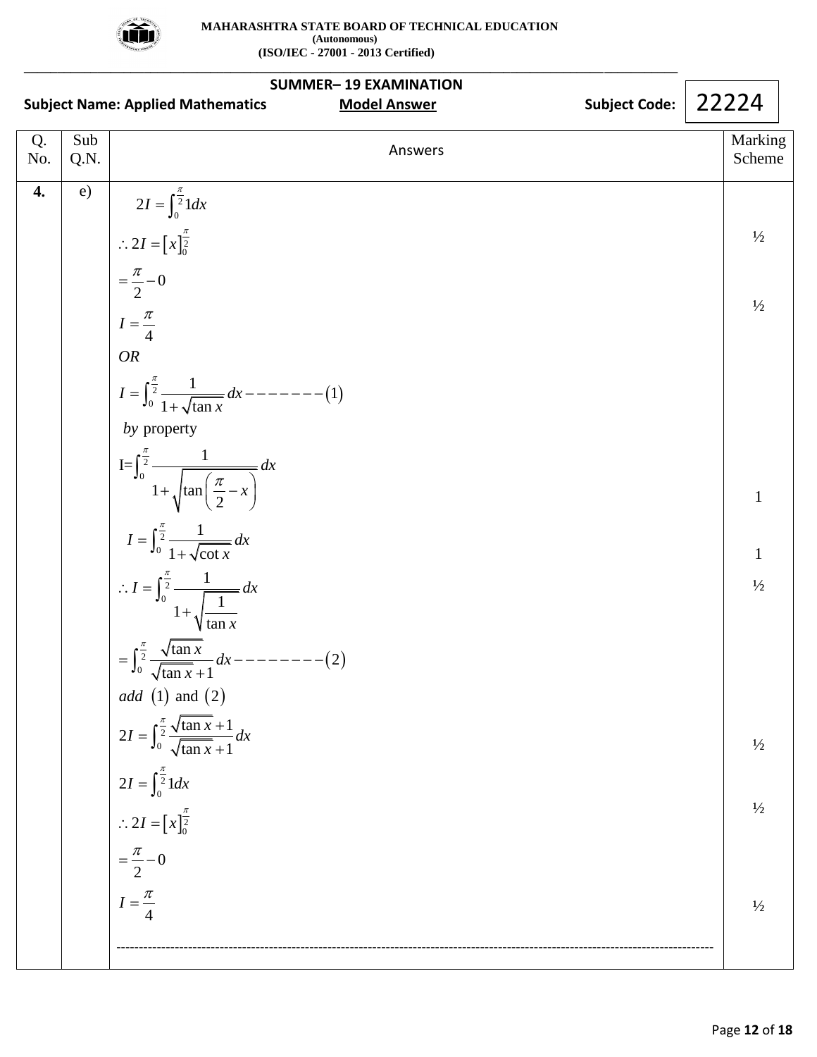**MAHARASHTRA STATE BOARD OF TECHNICAL EDUCATION**
**(Autonomous)**
**(ISO/IEC - 27001 - 2013 Certified)**

**SUMMER– 19 EXAMINATION**

**Subject Name: Applied Mathematics** **Model Answer** **Subject Code: 22224**

| Q. No. | Sub Q.N. | Answers | Marking Scheme |
|---|---|---|---|
| **4.** | e) | $2I = \int_0^{\frac{\pi}{2}} 1dx$ | |
| | | $\therefore 2I = \left[x\right]_0^{\frac{\pi}{2}}$ | ½ |
| | | $= \frac{\pi}{2} - 0$ | |
| | | $I = \frac{\pi}{4}$ | ½ |
| | | *OR* | |
| | | $I = \int_0^{\frac{\pi}{2}} \frac{1}{1+\sqrt{\tan x}} dx -------(1)$ | |
| | | *by* property | |
| | | $I = \int_0^{\frac{\pi}{2}} \frac{1}{1+\sqrt{\tan\left(\frac{\pi}{2}-x\right)}} dx$ | 1 |
| | | $I = \int_0^{\frac{\pi}{2}} \frac{1}{1+\sqrt{\cot x}} dx$ | 1 |
| | | $\therefore I = \int_0^{\frac{\pi}{2}} \frac{1}{1+\sqrt{\frac{1}{\tan x}}} dx$ | ½ |
| | | $= \int_0^{\frac{\pi}{2}} \frac{\sqrt{\tan x}}{\sqrt{\tan x}+1} dx --------(2)$ | |
| | | *add* $(1)$ and $(2)$ | |
| | | $2I = \int_0^{\frac{\pi}{2}} \frac{\sqrt{\tan x}+1}{\sqrt{\tan x}+1} dx$ | ½ |
| | | $2I = \int_0^{\frac{\pi}{2}} 1dx$ | |
| | | $\therefore 2I = \left[x\right]_0^{\frac{\pi}{2}}$ | ½ |
| | | $= \frac{\pi}{2} - 0$ | |
| | | $I = \frac{\pi}{4}$ | ½ |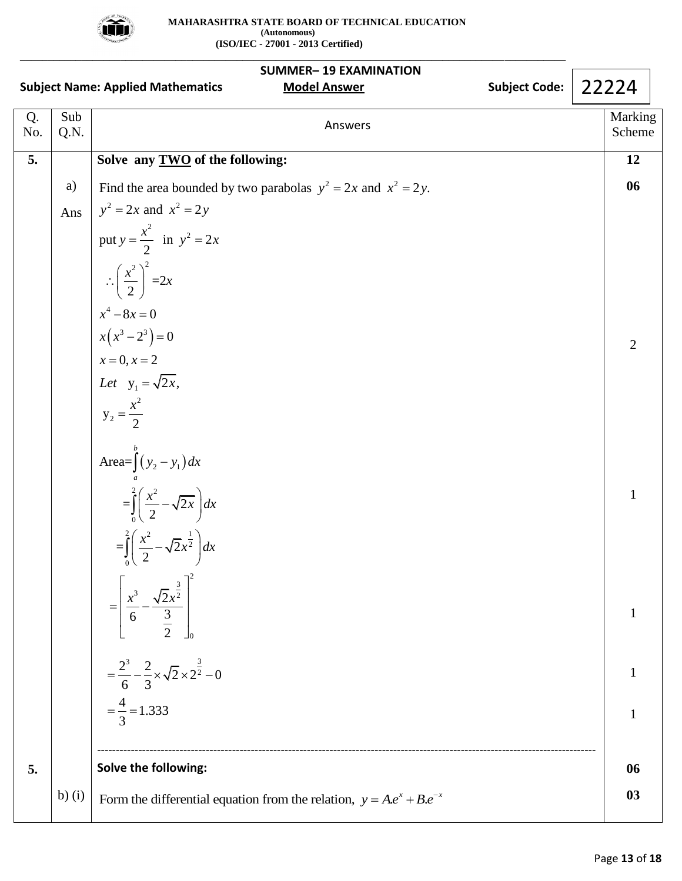MAHARASHTRA STATE BOARD OF TECHNICAL EDUCATION
(Autonomous)
(ISO/IEC - 27001 - 2013 Certified)

**SUMMER– 19 EXAMINATION**

**Subject Name: Applied Mathematics** **Model Answer** **Subject Code: 22224**

| Q. No. | Sub Q.N. | Answers | Marking Scheme |
|---|---|---|---|
| **5.** | | **Solve any TWO of the following:** | **12** |
| | a) | Find the area bounded by two parabolas $y^2 = 2x$ and $x^2 = 2y$. | **06** |
| | Ans | $y^2 = 2x$ and $x^2 = 2y$ <br> put $y = \frac{x^2}{2}$ in $y^2 = 2x$ <br> $\therefore \left(\frac{x^2}{2}\right)^2 = 2x$ <br> $x^4 - 8x = 0$ <br> $x\left(x^3 - 2^3\right) = 0$ <br> $x = 0, x = 2$ <br> *Let* $y_1 = \sqrt{2x}$, <br> $y_2 = \frac{x^2}{2}$ | 2 |
| | | $\text{Area} = \int_a^b \left(y_2 - y_1\right) dx$ <br> $= \int_0^2 \left(\frac{x^2}{2} - \sqrt{2x}\right) dx$ | 1 |
| | | $= \int_0^2 \left(\frac{x^2}{2} - \sqrt{2}x^{\frac{1}{2}}\right) dx$ <br> $= \left[\frac{x^3}{6} - \frac{\sqrt{2}x^{\frac{3}{2}}}{\frac{3}{2}}\right]_0^2$ | 1 |
| | | $= \frac{2^3}{6} - \frac{2}{3} \times \sqrt{2} \times 2^{\frac{3}{2}} - 0$ | 1 |
| | | $= \frac{4}{3} = 1.333$ | 1 |
| **5.** | | **Solve the following:** | **06** |
| | b) (i) | Form the differential equation from the relation, $y = A.e^x + B.e^{-x}$ | **03** |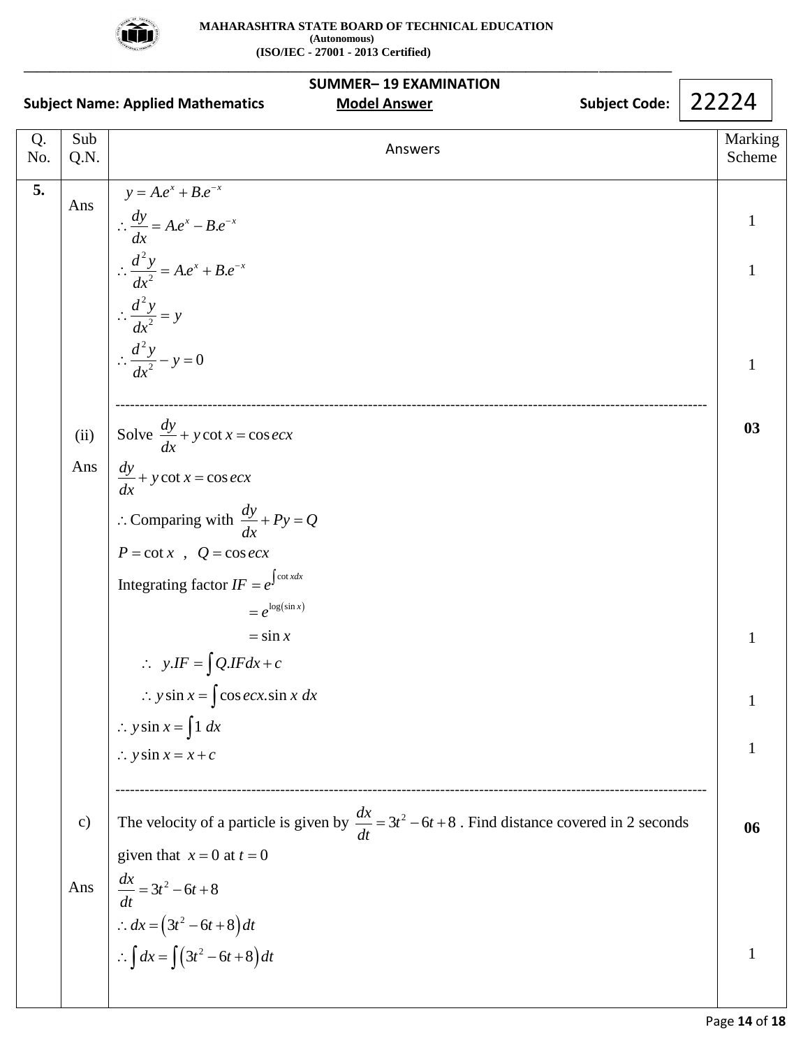| Q. No. | Sub Q.N. | Answers | Marking Scheme |
|---|---|---|---|
| 5. | Ans | $y = A.e^{x} + B.e^{-x}$ | |
| | | $\therefore \dfrac{dy}{dx} = A.e^{x} - B.e^{-x}$ | 1 |
| | | $\therefore \dfrac{d^2y}{dx^2} = A.e^{x} + B.e^{-x}$ | 1 |
| | | $\therefore \dfrac{d^2y}{dx^2} = y$ | |
| | | $\therefore \dfrac{d^2y}{dx^2} - y = 0$ | 1 |
| | (ii) | Solve $\dfrac{dy}{dx} + y\cot x = \operatorname{cosec} x$ | **03** |
| | Ans | $\dfrac{dy}{dx} + y\cot x = \operatorname{cosec} x$ | |
| | | $\therefore$ Comparing with $\dfrac{dy}{dx} + Py = Q$ | |
| | | $P = \cot x$ , $Q = \operatorname{cosec} x$ | |
| | | Integrating factor $IF = e^{\int \cot x dx}$ | |
| | | $= e^{\log(\sin x)}$ | |
| | | $= \sin x$ | 1 |
| | | $\therefore \; y.IF = \int Q.IF dx + c$ | |
| | | $\therefore y\sin x = \int \operatorname{cosec} x.\sin x \; dx$ | 1 |
| | | $\therefore y\sin x = \int 1 \; dx$ | |
| | | $\therefore y\sin x = x + c$ | 1 |
| | c) | The velocity of a particle is given by $\dfrac{dx}{dt} = 3t^2 - 6t + 8$ . Find distance covered in 2 seconds given that $x = 0$ at $t = 0$ | **06** |
| | Ans | $\dfrac{dx}{dt} = 3t^2 - 6t + 8$ | |
| | | $\therefore dx = \left(3t^2 - 6t + 8\right)dt$ | |
| | | $\therefore \int dx = \int \left(3t^2 - 6t + 8\right)dt$ | 1 |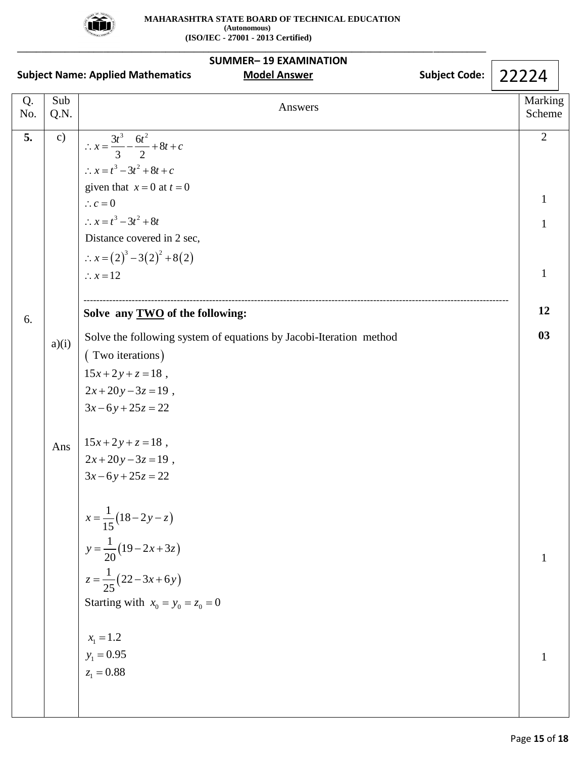**MAHARASHTRA STATE BOARD OF TECHNICAL EDUCATION**
**(Autonomous)**
**(ISO/IEC - 27001 - 2013 Certified)**

**SUMMER– 19 EXAMINATION**

**Subject Name: Applied Mathematics** **Model Answer** **Subject Code: 22224**

| Q. No. | Sub Q.N. | Answers | Marking Scheme |
|---|---|---|---|
| **5.** | c) | $\therefore x = \frac{3t^3}{3} - \frac{6t^2}{2} + 8t + c$ | 2 |
| | | $\therefore x = t^3 - 3t^2 + 8t + c$ | |
| | | given that $x = 0$ at $t = 0$ | |
| | | $\therefore c = 0$ | 1 |
| | | $\therefore x = t^3 - 3t^2 + 8t$ | 1 |
| | | Distance covered in 2 sec, | |
| | | $\therefore x = (2)^3 - 3(2)^2 + 8(2)$ | |
| | | $\therefore x = 12$ | 1 |
| 6. | | **Solve any TWO of the following:** | **12** |
| | a)(i) | Solve the following system of equations by Jacobi-Iteration method (Two iterations) | **03** |
| | | $15x + 2y + z = 18$ , | |
| | | $2x + 20y - 3z = 19$ , | |
| | | $3x - 6y + 25z = 22$ | |
| | Ans | $15x + 2y + z = 18$ , | |
| | | $2x + 20y - 3z = 19$ , | |
| | | $3x - 6y + 25z = 22$ | |
| | | $x = \frac{1}{15}(18 - 2y - z)$ | |
| | | $y = \frac{1}{20}(19 - 2x + 3z)$ | |
| | | $z = \frac{1}{25}(22 - 3x + 6y)$ | 1 |
| | | Starting with $x_0 = y_0 = z_0 = 0$ | |
| | | $x_1 = 1.2$ | |
| | | $y_1 = 0.95$ | 1 |
| | | $z_1 = 0.88$ | |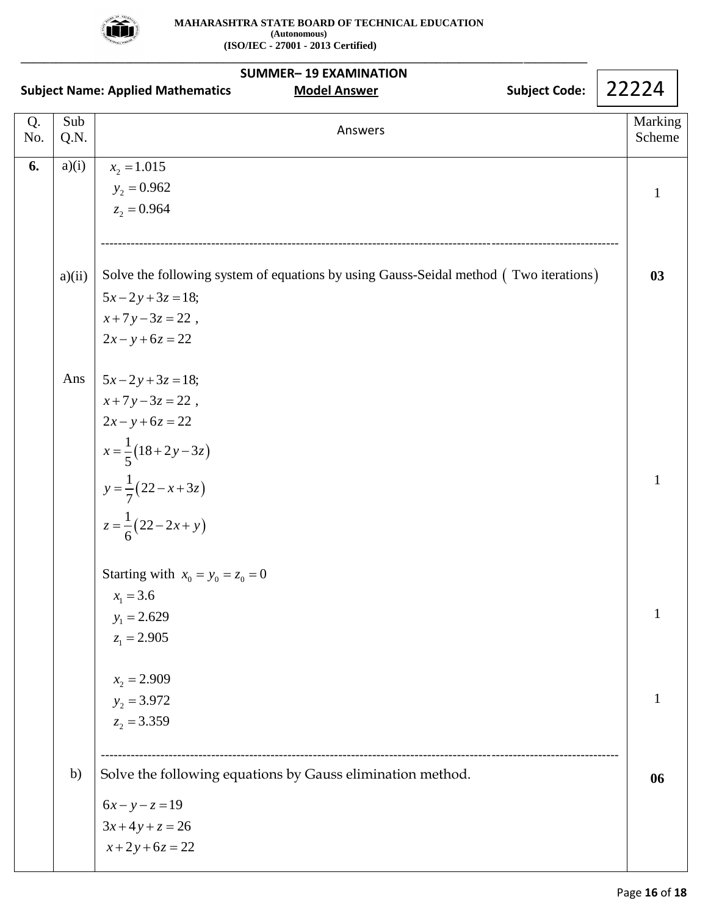| Q. No. | Sub Q.N. | Answers | Marking Scheme |
|---|---|---|---|
| **6.** | a)(i) | $x_2 = 1.015$<br>$y_2 = 0.962$<br>$z_2 = 0.964$ | 1 |
| | a)(ii) | Solve the following system of equations by using Gauss-Seidal method ( Two iterations)<br>$5x-2y+3z=18;$<br>$x+7y-3z=22$ ,<br>$2x-y+6z=22$ | **03** |
| | Ans | $5x-2y+3z=18;$<br>$x+7y-3z=22$ ,<br>$2x-y+6z=22$<br>$x=\frac{1}{5}(18+2y-3z)$<br>$y=\frac{1}{7}(22-x+3z)$<br>$z=\frac{1}{6}(22-2x+y)$ | 1 |
| | | Starting with $x_0 = y_0 = z_0 = 0$<br>$x_1 = 3.6$<br>$y_1 = 2.629$<br>$z_1 = 2.905$ | 1 |
| | | $x_2 = 2.909$<br>$y_2 = 3.972$<br>$z_2 = 3.359$ | 1 |
| | b) | Solve the following equations by Gauss elimination method.<br>$6x-y-z=19$<br>$3x+4y+z=26$<br>$x+2y+6z=22$ | **06** |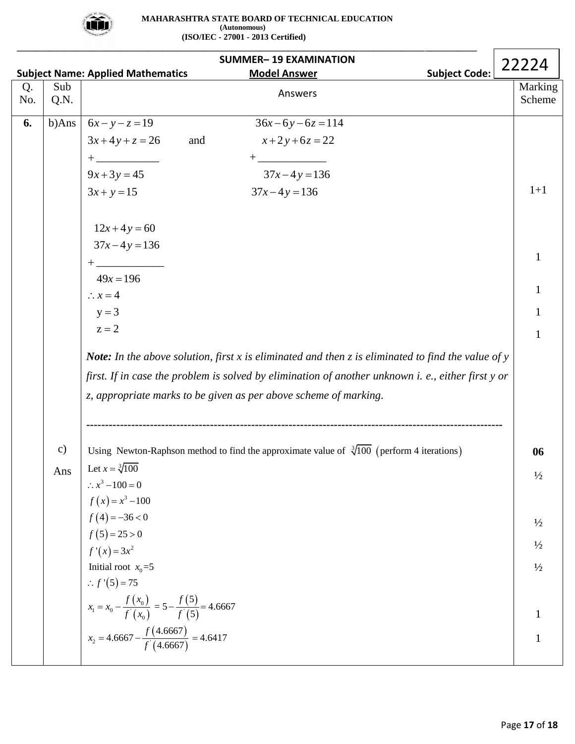**MAHARASHTRA STATE BOARD OF TECHNICAL EDUCATION**
**(Autonomous)**
**(ISO/IEC - 27001 - 2013 Certified)**

**SUMMER– 19 EXAMINATION**

**Subject Name: Applied Mathematics** **Model Answer** **Subject Code: 22224**

| Q. No. | Sub Q.N. | Answers | Marking Scheme |
|---|---|---|---|
| **6.** | b)Ans | $6x - y - z = 19$ and $36x - 6y - 6z = 114$ <br> $3x + 4y + z = 26$ and $x + 2y + 6z = 22$ <br> $+$ ______ $+$ ______ <br> $9x + 3y = 45$ and $37x - 4y = 136$ <br> $3x + y = 15$ and $37x - 4y = 136$ | 1+1 |
| | | $12x + 4y = 60$ <br> $37x - 4y = 136$ <br> $+$ ______ <br> $49x = 196$ | 1 |
| | | $\therefore x = 4$ | 1 |
| | | $y = 3$ | 1 |
| | | $z = 2$ | 1 |
| | | ***Note:** In the above solution, first x is eliminated and then z is eliminated to find the value of y first. If in case the problem is solved by elimination of another unknown i. e., either first y or z, appropriate marks to be given as per above scheme of marking.* | |
| | | ------------------------------------------------------------ | |
| | c) | Using Newton-Raphson method to find the approximate value of $\sqrt[3]{100}$ (perform 4 iterations) | **06** |
| | Ans | Let $x = \sqrt[3]{100}$ <br> $\therefore x^3 - 100 = 0$ | ½ |
| | | $f(x) = x^3 - 100$ <br> $f(4) = -36 < 0$ | ½ |
| | | $f(5) = 25 > 0$ <br> $f'(x) = 3x^2$ | ½ |
| | | Initial root $x_0 = 5$ <br> $\therefore f'(5) = 75$ | ½ |
| | | $x_1 = x_0 - \frac{f(x_0)}{f'(x_0)} = 5 - \frac{f(5)}{f'(5)} = 4.6667$ | 1 |
| | | $x_2 = 4.6667 - \frac{f(4.6667)}{f'(4.6667)} = 4.6417$ | 1 |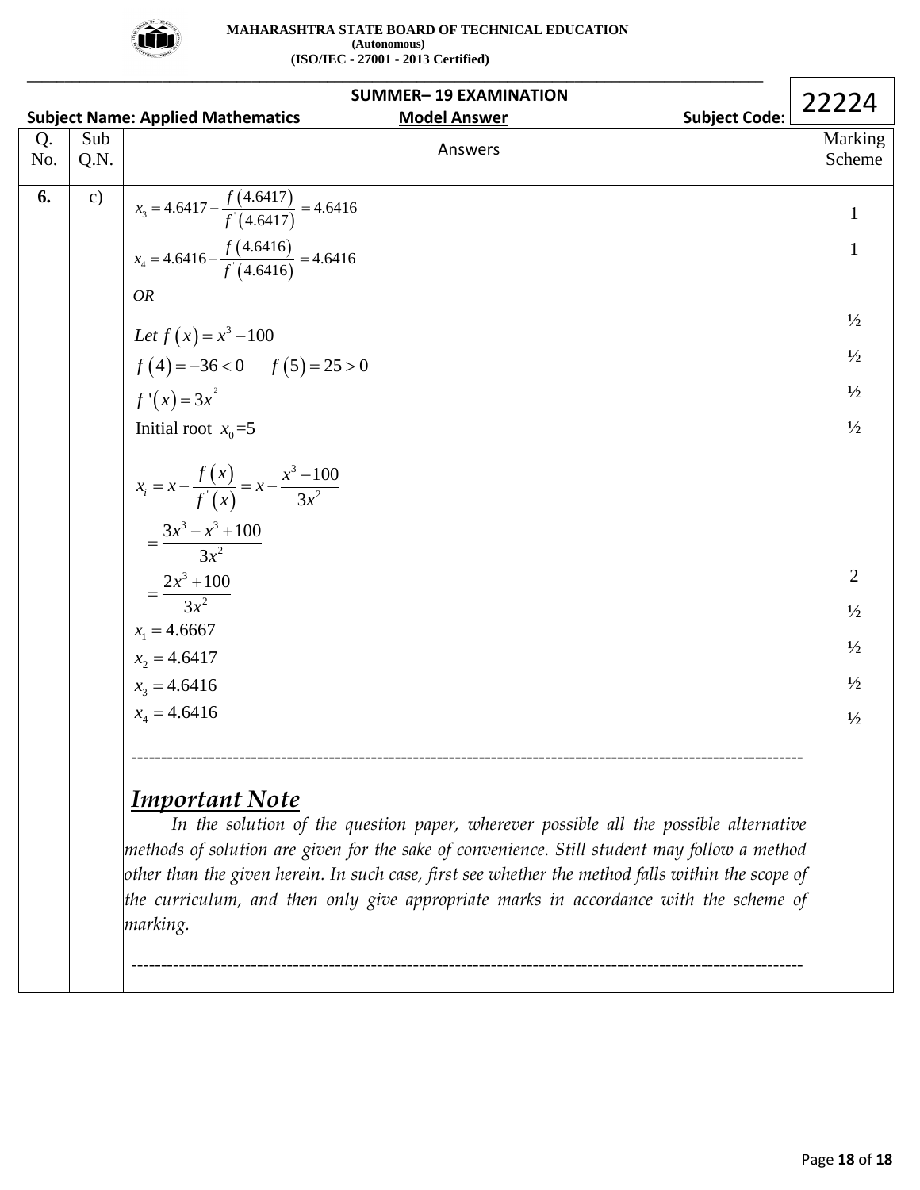| Q. No. | Sub Q.N. | Answers | Marking Scheme |
|---|---|---|---|
| **6.** | c) | $x_3 = 4.6417 - \dfrac{f(4.6417)}{f'(4.6417)} = 4.6416$ | 1 |
| | | $x_4 = 4.6416 - \dfrac{f(4.6416)}{f'(4.6416)} = 4.6416$ | 1 |
| | | *OR* | |
| | | Let $f(x) = x^3 - 100$ | ½ |
| | | $f(4) = -36 < 0 \quad f(5) = 25 > 0$ | ½ |
| | | $f'(x) = 3x^2$ | ½ |
| | | Initial root $x_0 = 5$ | ½ |
| | | $x_i = x - \dfrac{f(x)}{f'(x)} = x - \dfrac{x^3 - 100}{3x^2}$ | |
| | | $= \dfrac{3x^3 - x^3 + 100}{3x^2}$ | |
| | | $= \dfrac{2x^3 + 100}{3x^2}$ | 2 |
| | | $x_1 = 4.6667$ | ½ |
| | | $x_2 = 4.6417$ | ½ |
| | | $x_3 = 4.6416$ | ½ |
| | | $x_4 = 4.6416$ | ½ |

---

***Important Note***

*In the solution of the question paper, wherever possible all the possible alternative methods of solution are given for the sake of convenience. Still student may follow a method other than the given herein. In such case, first see whether the method falls within the scope of the curriculum, and then only give appropriate marks in accordance with the scheme of marking.*

---